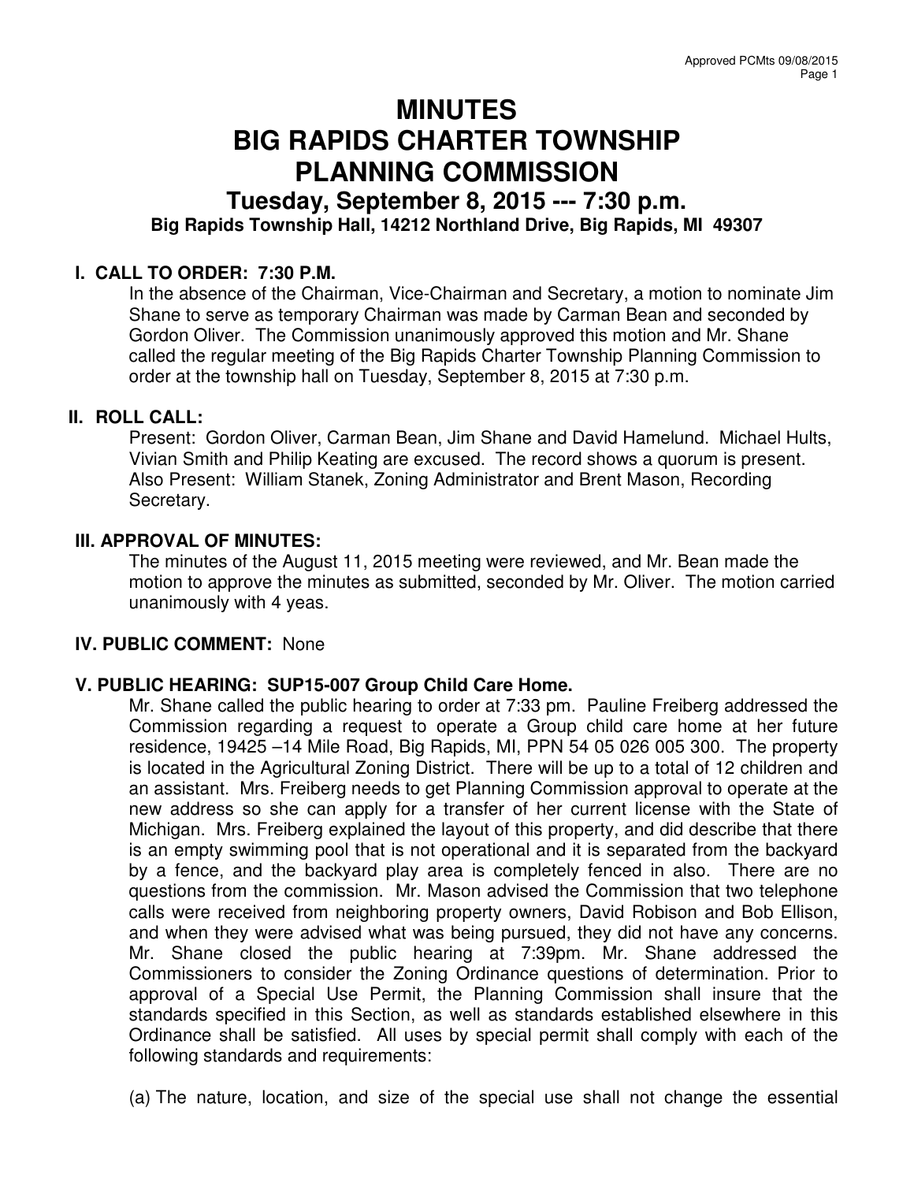# MINUTES
# BIG RAPIDS CHARTER TOWNSHIP
# PLANNING COMMISSION

## Tuesday, September 8, 2015 --- 7:30 p.m.

**Big Rapids Township Hall, 14212 Northland Drive, Big Rapids, MI 49307**

### I. CALL TO ORDER: 7:30 P.M.

In the absence of the Chairman, Vice-Chairman and Secretary, a motion to nominate Jim Shane to serve as temporary Chairman was made by Carman Bean and seconded by Gordon Oliver. The Commission unanimously approved this motion and Mr. Shane called the regular meeting of the Big Rapids Charter Township Planning Commission to order at the township hall on Tuesday, September 8, 2015 at 7:30 p.m.

### II. ROLL CALL:

Present: Gordon Oliver, Carman Bean, Jim Shane and David Hamelund. Michael Hults, Vivian Smith and Philip Keating are excused. The record shows a quorum is present. Also Present: William Stanek, Zoning Administrator and Brent Mason, Recording Secretary.

### III. APPROVAL OF MINUTES:

The minutes of the August 11, 2015 meeting were reviewed, and Mr. Bean made the motion to approve the minutes as submitted, seconded by Mr. Oliver. The motion carried unanimously with 4 yeas.

### IV. PUBLIC COMMENT: None

### V. PUBLIC HEARING: SUP15-007 Group Child Care Home.

Mr. Shane called the public hearing to order at 7:33 pm. Pauline Freiberg addressed the Commission regarding a request to operate a Group child care home at her future residence, 19425 –14 Mile Road, Big Rapids, MI, PPN 54 05 026 005 300. The property is located in the Agricultural Zoning District. There will be up to a total of 12 children and an assistant. Mrs. Freiberg needs to get Planning Commission approval to operate at the new address so she can apply for a transfer of her current license with the State of Michigan. Mrs. Freiberg explained the layout of this property, and did describe that there is an empty swimming pool that is not operational and it is separated from the backyard by a fence, and the backyard play area is completely fenced in also. There are no questions from the commission. Mr. Mason advised the Commission that two telephone calls were received from neighboring property owners, David Robison and Bob Ellison, and when they were advised what was being pursued, they did not have any concerns. Mr. Shane closed the public hearing at 7:39pm. Mr. Shane addressed the Commissioners to consider the Zoning Ordinance questions of determination. Prior to approval of a Special Use Permit, the Planning Commission shall insure that the standards specified in this Section, as well as standards established elsewhere in this Ordinance shall be satisfied. All uses by special permit shall comply with each of the following standards and requirements:

(a) The nature, location, and size of the special use shall not change the essential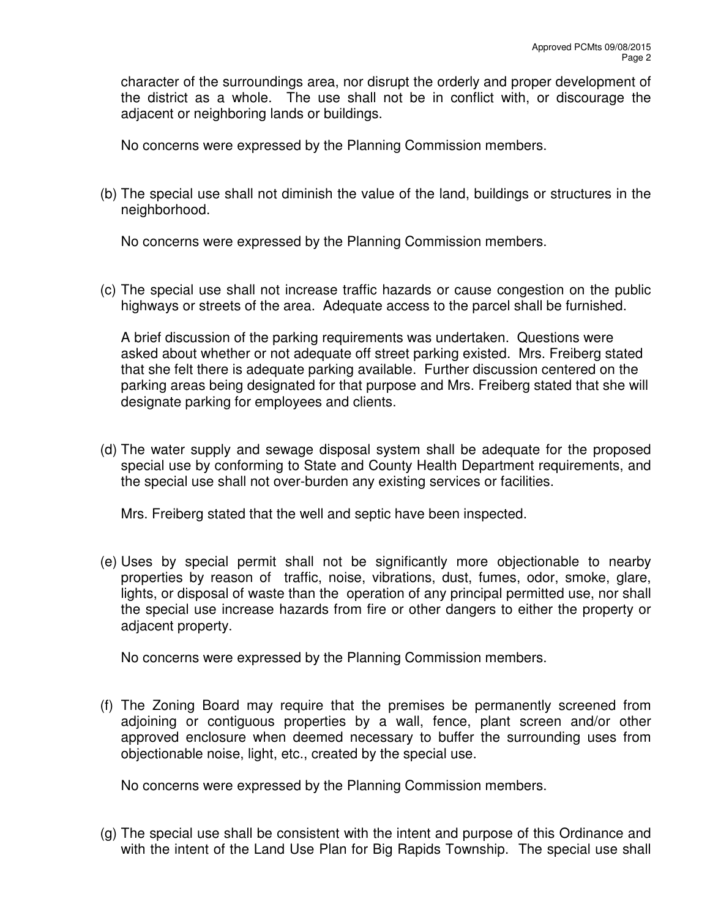character of the surroundings area, nor disrupt the orderly and proper development of the district as a whole. The use shall not be in conflict with, or discourage the adjacent or neighboring lands or buildings.

No concerns were expressed by the Planning Commission members.

(b) The special use shall not diminish the value of the land, buildings or structures in the neighborhood.

No concerns were expressed by the Planning Commission members.

(c) The special use shall not increase traffic hazards or cause congestion on the public highways or streets of the area. Adequate access to the parcel shall be furnished.

A brief discussion of the parking requirements was undertaken. Questions were asked about whether or not adequate off street parking existed. Mrs. Freiberg stated that she felt there is adequate parking available. Further discussion centered on the parking areas being designated for that purpose and Mrs. Freiberg stated that she will designate parking for employees and clients.

(d) The water supply and sewage disposal system shall be adequate for the proposed special use by conforming to State and County Health Department requirements, and the special use shall not over-burden any existing services or facilities.

Mrs. Freiberg stated that the well and septic have been inspected.

(e) Uses by special permit shall not be significantly more objectionable to nearby properties by reason of traffic, noise, vibrations, dust, fumes, odor, smoke, glare, lights, or disposal of waste than the operation of any principal permitted use, nor shall the special use increase hazards from fire or other dangers to either the property or adjacent property.

No concerns were expressed by the Planning Commission members.

(f) The Zoning Board may require that the premises be permanently screened from adjoining or contiguous properties by a wall, fence, plant screen and/or other approved enclosure when deemed necessary to buffer the surrounding uses from objectionable noise, light, etc., created by the special use.

No concerns were expressed by the Planning Commission members.

(g) The special use shall be consistent with the intent and purpose of this Ordinance and with the intent of the Land Use Plan for Big Rapids Township. The special use shall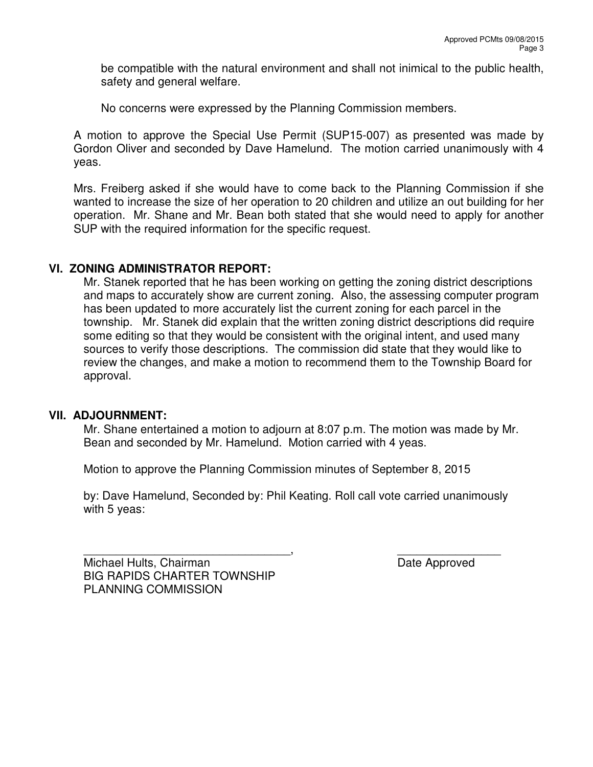be compatible with the natural environment and shall not inimical to the public health, safety and general welfare.

No concerns were expressed by the Planning Commission members.

A motion to approve the Special Use Permit (SUP15-007) as presented was made by Gordon Oliver and seconded by Dave Hamelund. The motion carried unanimously with 4 yeas.

Mrs. Freiberg asked if she would have to come back to the Planning Commission if she wanted to increase the size of her operation to 20 children and utilize an out building for her operation. Mr. Shane and Mr. Bean both stated that she would need to apply for another SUP with the required information for the specific request.

## VI. ZONING ADMINISTRATOR REPORT:

Mr. Stanek reported that he has been working on getting the zoning district descriptions and maps to accurately show are current zoning. Also, the assessing computer program has been updated to more accurately list the current zoning for each parcel in the township. Mr. Stanek did explain that the written zoning district descriptions did require some editing so that they would be consistent with the original intent, and used many sources to verify those descriptions. The commission did state that they would like to review the changes, and make a motion to recommend them to the Township Board for approval.

## VII. ADJOURNMENT:

Mr. Shane entertained a motion to adjourn at 8:07 p.m. The motion was made by Mr. Bean and seconded by Mr. Hamelund. Motion carried with 4 yeas.

Motion to approve the Planning Commission minutes of September 8, 2015

by: Dave Hamelund, Seconded by: Phil Keating. Roll call vote carried unanimously with 5 yeas:

_________________________________, _______________

Michael Hults, Chairman Date Approved
BIG RAPIDS CHARTER TOWNSHIP
PLANNING COMMISSION